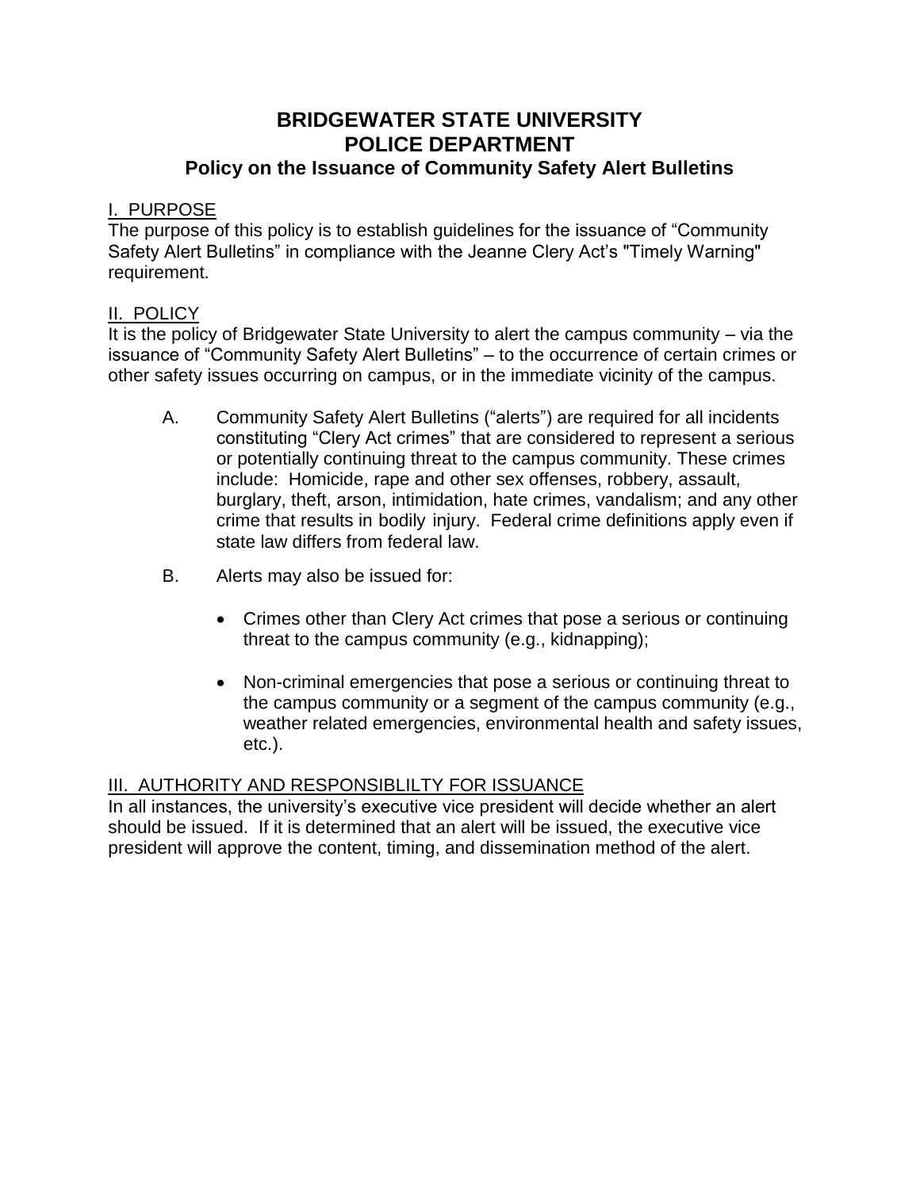# BRIDGEWATER STATE UNIVERSITY
# POLICE DEPARTMENT
## Policy on the Issuance of Community Safety Alert Bulletins

### I. PURPOSE

The purpose of this policy is to establish guidelines for the issuance of "Community Safety Alert Bulletins" in compliance with the Jeanne Clery Act's "Timely Warning" requirement.

### II. POLICY

It is the policy of Bridgewater State University to alert the campus community – via the issuance of "Community Safety Alert Bulletins" – to the occurrence of certain crimes or other safety issues occurring on campus, or in the immediate vicinity of the campus.

A. Community Safety Alert Bulletins ("alerts") are required for all incidents constituting "Clery Act crimes" that are considered to represent a serious or potentially continuing threat to the campus community. These crimes include: Homicide, rape and other sex offenses, robbery, assault, burglary, theft, arson, intimidation, hate crimes, vandalism; and any other crime that results in bodily injury. Federal crime definitions apply even if state law differs from federal law.

B. Alerts may also be issued for:

- Crimes other than Clery Act crimes that pose a serious or continuing threat to the campus community (e.g., kidnapping);
- Non-criminal emergencies that pose a serious or continuing threat to the campus community or a segment of the campus community (e.g., weather related emergencies, environmental health and safety issues, etc.).

### III. AUTHORITY AND RESPONSIBLILTY FOR ISSUANCE

In all instances, the university's executive vice president will decide whether an alert should be issued. If it is determined that an alert will be issued, the executive vice president will approve the content, timing, and dissemination method of the alert.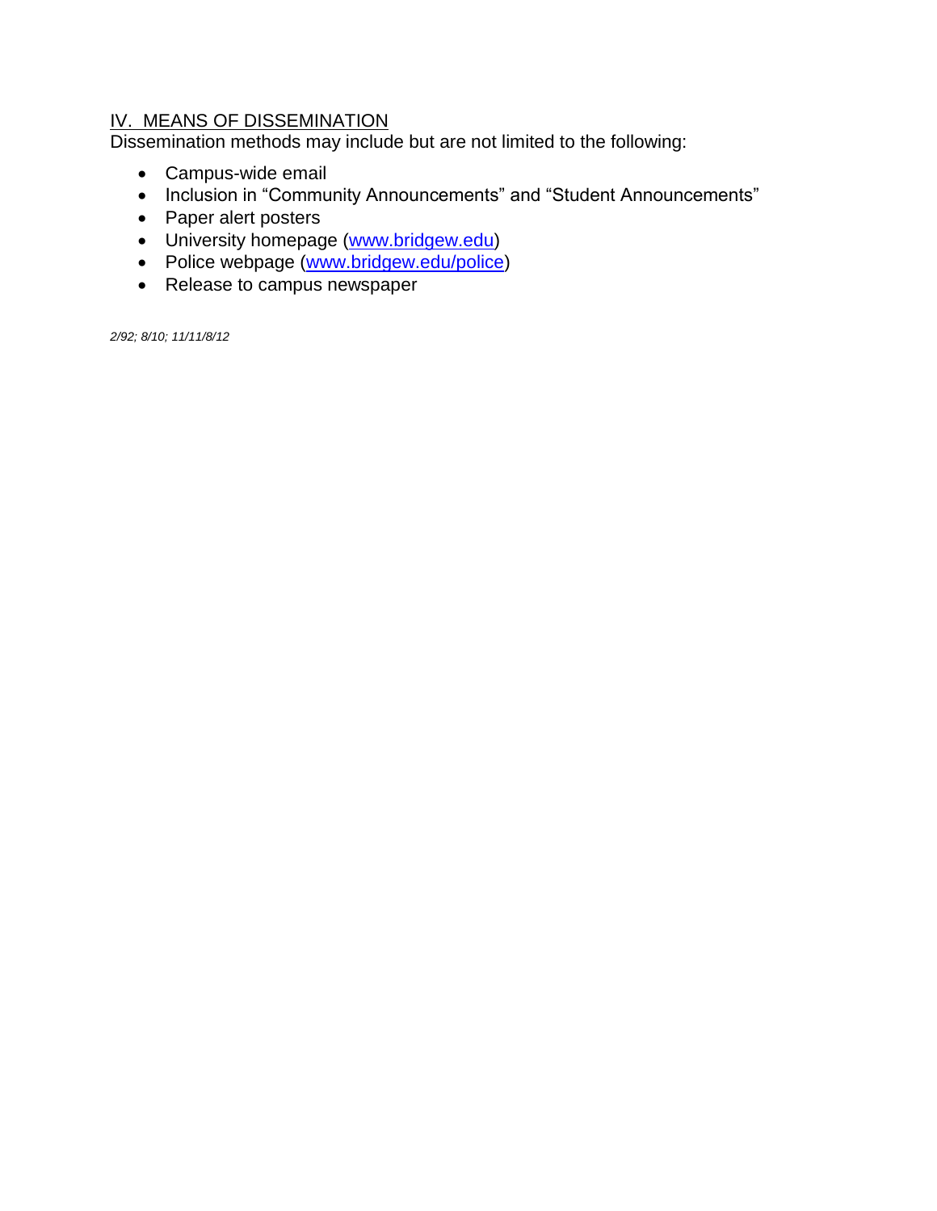## IV. MEANS OF DISSEMINATION

Dissemination methods may include but are not limited to the following:

- Campus-wide email
- Inclusion in "Community Announcements" and "Student Announcements"
- Paper alert posters
- University homepage (www.bridgew.edu)
- Police webpage (www.bridgew.edu/police)
- Release to campus newspaper

*2/92; 8/10; 11/11/8/12*